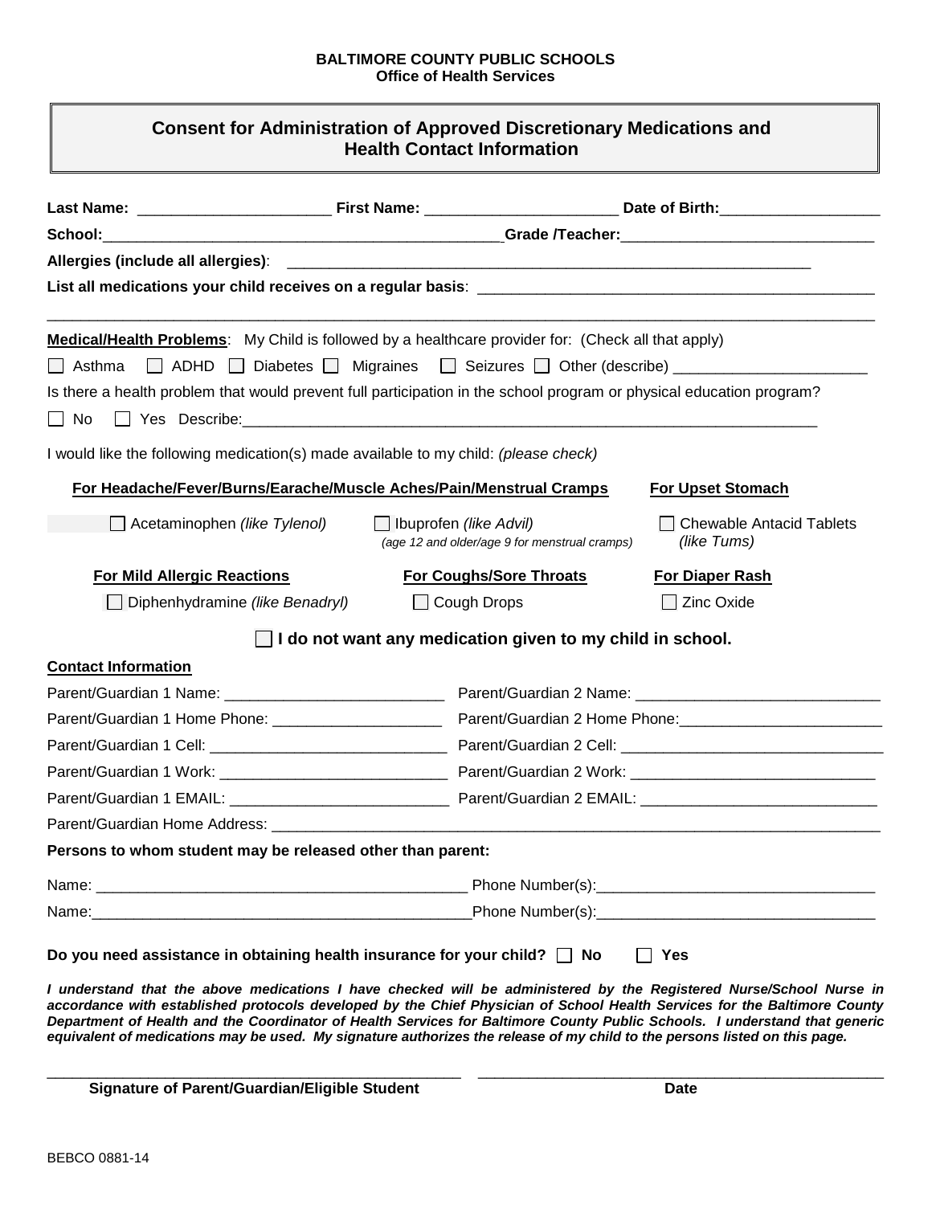**BALTIMORE COUNTY PUBLIC SCHOOLS**
**Office of Health Services**

# Consent for Administration of Approved Discretionary Medications and Health Contact Information

**Last Name:** ______________________ **First Name:** ______________________ **Date of Birth:** ___________________

**School:** _______________________________________________ **Grade /Teacher:** _____________________________

**Allergies (include all allergies)**: _______________________________________________________________

**List all medications your child receives on a regular basis**: _______________________________________________

_____________________________________________________________________________________________

**Medical/Health Problems**: My Child is followed by a healthcare provider for: (Check all that apply)

☐ Asthma ☐ ADHD ☐ Diabetes ☐ Migraines ☐ Seizures ☐ Other (describe) ______________________

Is there a health problem that would prevent full participation in the school program or physical education program?

☐ No ☐ Yes Describe: ____________________________________________________________________

I would like the following medication(s) made available to my child: *(please check)*

**For Headache/Fever/Burns/Earache/Muscle Aches/Pain/Menstrual Cramps**

☐ Acetaminophen *(like Tylenol)*

☐ Ibuprofen *(like Advil)*
*(age 12 and older/age 9 for menstrual cramps)*

**For Upset Stomach**

☐ Chewable Antacid Tablets *(like Tums)*

**For Mild Allergic Reactions**

☐ Diphenhydramine *(like Benadryl)*

**For Coughs/Sore Throats**

☐ Cough Drops

**For Diaper Rash**

☐ Zinc Oxide

☐ **I do not want any medication given to my child in school.**

**Contact Information**

Parent/Guardian 1 Name: __________________________ Parent/Guardian 2 Name: ____________________________

Parent/Guardian 1 Home Phone: ____________________ Parent/Guardian 2 Home Phone: _______________________

Parent/Guardian 1 Cell: ____________________________ Parent/Guardian 2 Cell: _______________________________

Parent/Guardian 1 Work: ___________________________ Parent/Guardian 2 Work: _____________________________

Parent/Guardian 1 EMAIL: __________________________ Parent/Guardian 2 EMAIL: ____________________________

Parent/Guardian Home Address: __________________________________________________________________________

**Persons to whom student may be released other than parent:**

Name: _____________________________________________ Phone Number(s): _________________________________

Name: _____________________________________________ Phone Number(s): _________________________________

**Do you need assistance in obtaining health insurance for your child?** ☐ **No** ☐ **Yes**

***I understand that the above medications I have checked will be administered by the Registered Nurse/School Nurse in accordance with established protocols developed by the Chief Physician of School Health Services for the Baltimore County Department of Health and the Coordinator of Health Services for Baltimore County Public Schools. I understand that generic equivalent of medications may be used. My signature authorizes the release of my child to the persons listed on this page.***

_______________________________________________ _______________________________________________

**Signature of Parent/Guardian/Eligible Student** **Date**

BEBCO 0881-14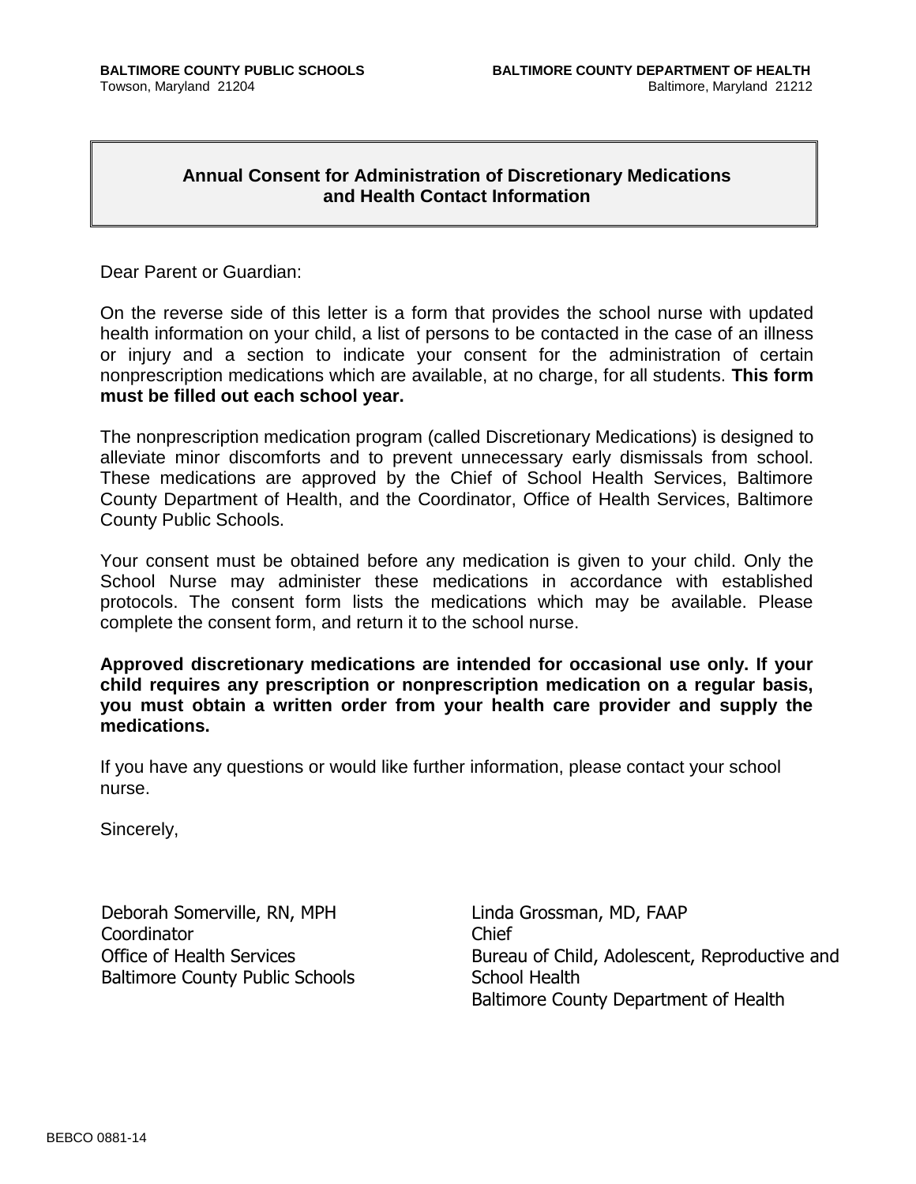**BALTIMORE COUNTY PUBLIC SCHOOLS**
Towson, Maryland 21204

**BALTIMORE COUNTY DEPARTMENT OF HEALTH**
Baltimore, Maryland 21212

## Annual Consent for Administration of Discretionary Medications and Health Contact Information

Dear Parent or Guardian:

On the reverse side of this letter is a form that provides the school nurse with updated health information on your child, a list of persons to be contacted in the case of an illness or injury and a section to indicate your consent for the administration of certain nonprescription medications which are available, at no charge, for all students. **This form must be filled out each school year.**

The nonprescription medication program (called Discretionary Medications) is designed to alleviate minor discomforts and to prevent unnecessary early dismissals from school. These medications are approved by the Chief of School Health Services, Baltimore County Department of Health, and the Coordinator, Office of Health Services, Baltimore County Public Schools.

Your consent must be obtained before any medication is given to your child. Only the School Nurse may administer these medications in accordance with established protocols. The consent form lists the medications which may be available. Please complete the consent form, and return it to the school nurse.

**Approved discretionary medications are intended for occasional use only. If your child requires any prescription or nonprescription medication on a regular basis, you must obtain a written order from your health care provider and supply the medications.**

If you have any questions or would like further information, please contact your school nurse.

Sincerely,

Deborah Somerville, RN, MPH
Coordinator
Office of Health Services
Baltimore County Public Schools

Linda Grossman, MD, FAAP
Chief
Bureau of Child, Adolescent, Reproductive and School Health
Baltimore County Department of Health

BEBCO 0881-14